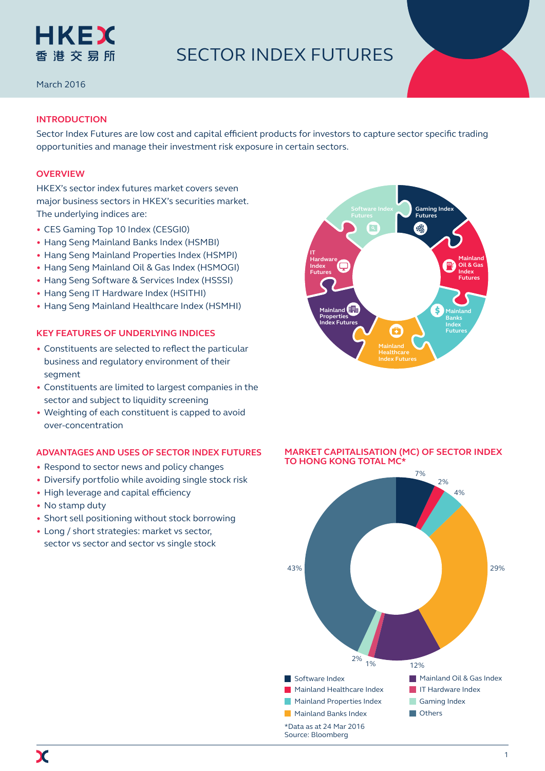HKEX 香港交易所

# SECTOR INDEX FUTURES

March 2016

## INTRODUCTION

Sector Index Futures are low cost and capital efficient products for investors to capture sector specific trading opportunities and manage their investment risk exposure in certain sectors.

## OVERVIEW

HKEX's sector index futures market covers seven major business sectors in HKEX's securities market. The underlying indices are:

- CES Gaming Top 10 Index (CESGI0)
- Hang Seng Mainland Banks Index (HSMBI)
- Hang Seng Mainland Properties Index (HSMPI)
- Hang Seng Mainland Oil & Gas Index (HSMOGI)
- Hang Seng Software & Services Index (HSSSI)
- Hang Seng IT Hardware Index (HSITHI)
- Hang Seng Mainland Healthcare Index (HSMHI)

Software Index Futures, Gaming Index Futures, Mainland Oil & Gas Index Futures, Mainland Banks Index Futures, Mainland Healthcare Index Futures, Mainland Properties Index Futures, IT Hardware Index Futures

## KEY FEATURES OF UNDERLYING INDICES

- Constituents are selected to reflect the particular business and regulatory environment of their segment
- Constituents are limited to largest companies in the sector and subject to liquidity screening
- Weighting of each constituent is capped to avoid over-concentration

## ADVANTAGES AND USES OF SECTOR INDEX FUTURES

- Respond to sector news and policy changes
- Diversify portfolio while avoiding single stock risk
- High leverage and capital efficiency
- No stamp duty
- Short sell positioning without stock borrowing
- Long / short strategies: market vs sector, sector vs sector and sector vs single stock

## MARKET CAPITALISATION (MC) OF SECTOR INDEX TO HONG KONG TOTAL MC*

| Index | Share of HK Total MC |
|---|---|
| Software Index | 7% |
| Mainland Healthcare Index | 2% |
| Mainland Properties Index | 4% |
| Mainland Banks Index | 29% |
| Mainland Oil & Gas Index | 12% |
| IT Hardware Index | 1% |
| Gaming Index | 2% |
| Others | 43% |

*Data as at 24 Mar 2016
Source: Bloomberg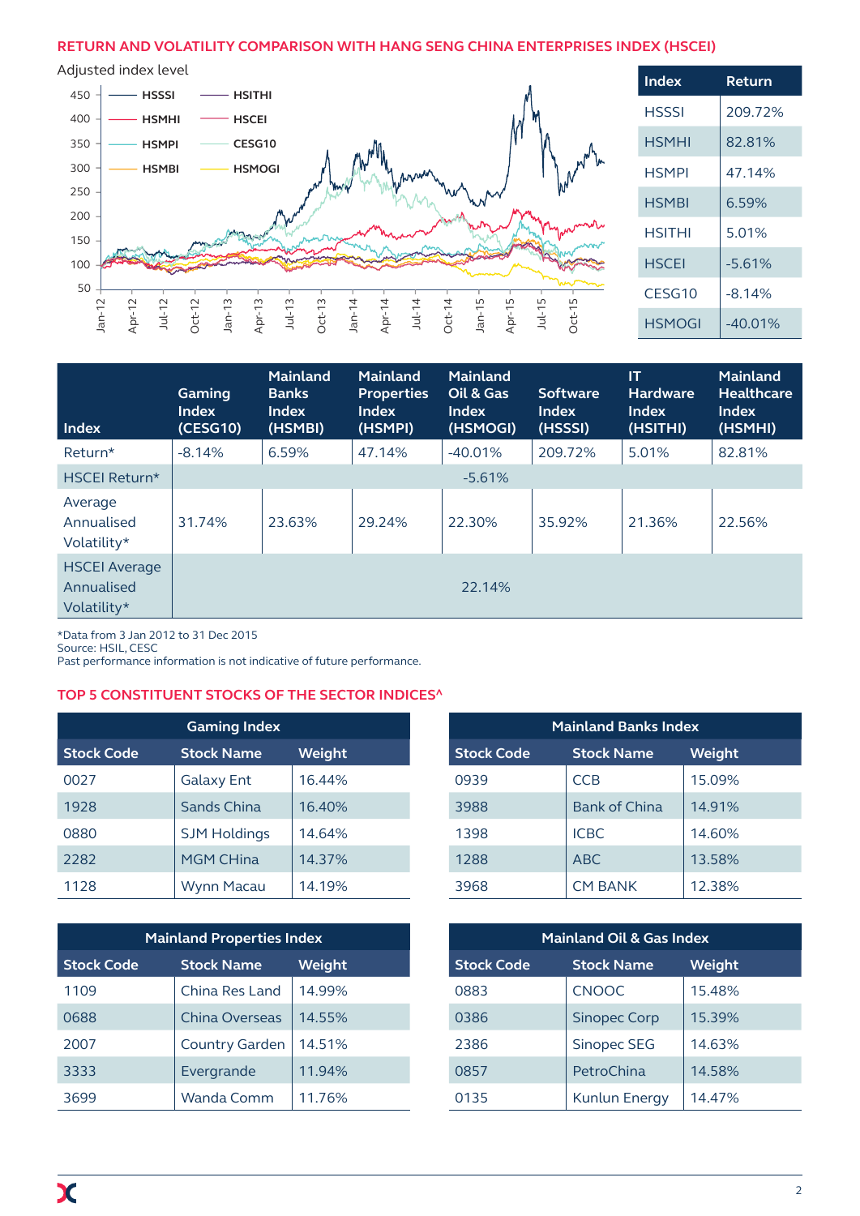## RETURN AND VOLATILITY COMPARISON WITH HANG SENG CHINA ENTERPRISES INDEX (HSCEI)

Adjusted index level

| Index | Return |
|---|---|
| HSSSI | 209.72% |
| HSMHI | 82.81% |
| HSMPI | 47.14% |
| HSMBI | 6.59% |
| HSITHI | 5.01% |
| HSCEI | -5.61% |
| CESG10 | -8.14% |
| HSMOGI | -40.01% |

| Index | Gaming Index (CESG10) | Mainland Banks Index (HSMBI) | Mainland Properties Index (HSMPI) | Mainland Oil & Gas Index (HSMOGI) | Software Index (HSSSI) | IT Hardware Index (HSITHI) | Mainland Healthcare Index (HSMHI) |
|---|---|---|---|---|---|---|---|
| Return* | -8.14% | 6.59% | 47.14% | -40.01% | 209.72% | 5.01% | 82.81% |
| HSCEI Return* | -5.61% | | | | | | |
| Average Annualised Volatility* | 31.74% | 23.63% | 29.24% | 22.30% | 35.92% | 21.36% | 22.56% |
| HSCEI Average Annualised Volatility* | 22.14% | | | | | | |

*Data from 3 Jan 2012 to 31 Dec 2015
Source: HSIL, CESC
Past performance information is not indicative of future performance.

## TOP 5 CONSTITUENT STOCKS OF THE SECTOR INDICES^

**Gaming Index**

| Stock Code | Stock Name | Weight |
|---|---|---|
| 0027 | Galaxy Ent | 16.44% |
| 1928 | Sands China | 16.40% |
| 0880 | SJM Holdings | 14.64% |
| 2282 | MGM CHina | 14.37% |
| 1128 | Wynn Macau | 14.19% |

**Mainland Banks Index**

| Stock Code | Stock Name | Weight |
|---|---|---|
| 0939 | CCB | 15.09% |
| 3988 | Bank of China | 14.91% |
| 1398 | ICBC | 14.60% |
| 1288 | ABC | 13.58% |
| 3968 | CM BANK | 12.38% |

**Mainland Properties Index**

| Stock Code | Stock Name | Weight |
|---|---|---|
| 1109 | China Res Land | 14.99% |
| 0688 | China Overseas | 14.55% |
| 2007 | Country Garden | 14.51% |
| 3333 | Evergrande | 11.94% |
| 3699 | Wanda Comm | 11.76% |

**Mainland Oil & Gas Index**

| Stock Code | Stock Name | Weight |
|---|---|---|
| 0883 | CNOOC | 15.48% |
| 0386 | Sinopec Corp | 15.39% |
| 2386 | Sinopec SEG | 14.63% |
| 0857 | PetroChina | 14.58% |
| 0135 | Kunlun Energy | 14.47% |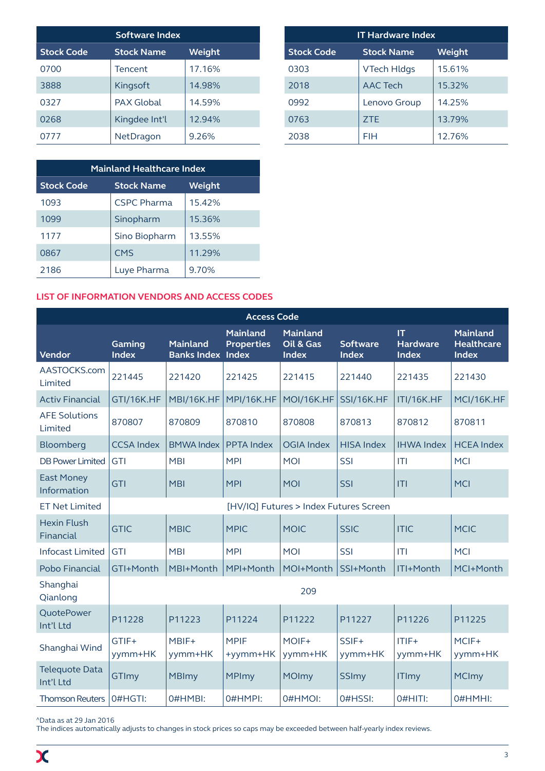| Software Index | | |
|---|---|---|
| **Stock Code** | **Stock Name** | **Weight** |
| 0700 | Tencent | 17.16% |
| 3888 | Kingsoft | 14.98% |
| 0327 | PAX Global | 14.59% |
| 0268 | Kingdee Int'l | 12.94% |
| 0777 | NetDragon | 9.26% |

| IT Hardware Index | | |
|---|---|---|
| **Stock Code** | **Stock Name** | **Weight** |
| 0303 | VTech Hldgs | 15.61% |
| 2018 | AAC Tech | 15.32% |
| 0992 | Lenovo Group | 14.25% |
| 0763 | ZTE | 13.79% |
| 2038 | FIH | 12.76% |

| Mainland Healthcare Index | | |
|---|---|---|
| **Stock Code** | **Stock Name** | **Weight** |
| 1093 | CSPC Pharma | 15.42% |
| 1099 | Sinopharm | 15.36% |
| 1177 | Sino Biopharm | 13.55% |
| 0867 | CMS | 11.29% |
| 2186 | Luye Pharma | 9.70% |

## LIST OF INFORMATION VENDORS AND ACCESS CODES

| | Access Code | | | | | | |
|---|---|---|---|---|---|---|---|
| **Vendor** | **Gaming Index** | **Mainland Banks Index** | **Mainland Properties Index** | **Mainland Oil & Gas Index** | **Software Index** | **IT Hardware Index** | **Mainland Healthcare Index** |
| AASTOCKS.com Limited | 221445 | 221420 | 221425 | 221415 | 221440 | 221435 | 221430 |
| Activ Financial | GTI/16K.HF | MBI/16K.HF | MPI/16K.HF | MOI/16K.HF | SSI/16K.HF | ITI/16K.HF | MCI/16K.HF |
| AFE Solutions Limited | 870807 | 870809 | 870810 | 870808 | 870813 | 870812 | 870811 |
| Bloomberg | CCSA Index | BMWA Index | PPTA Index | OGIA Index | HISA Index | IHWA Index | HCEA Index |
| DB Power Limited | GTI | MBI | MPI | MOI | SSI | ITI | MCI |
| East Money Information | GTI | MBI | MPI | MOI | SSI | ITI | MCI |
| ET Net Limited | [HV/IQ] Futures > Index Futures Screen | | | | | | |
| Hexin Flush Financial | GTIC | MBIC | MPIC | MOIC | SSIC | ITIC | MCIC |
| Infocast Limited | GTI | MBI | MPI | MOI | SSI | ITI | MCI |
| Pobo Financial | GTI+Month | MBI+Month | MPI+Month | MOI+Month | SSI+Month | ITI+Month | MCI+Month |
| Shanghai Qianlong | 209 | | | | | | |
| QuotePower Int'l Ltd | P11228 | P11223 | P11224 | P11222 | P11227 | P11226 | P11225 |
| Shanghai Wind | GTIF+ yymm+HK | MBIF+ yymm+HK | MPIF +yymm+HK | MOIF+ yymm+HK | SSIF+ yymm+HK | ITIF+ yymm+HK | MCIF+ yymm+HK |
| Telequote Data Int'l Ltd | GTImy | MBImy | MPImy | MOImy | SSImy | ITImy | MCImy |
| Thomson Reuters | 0#HGTI: | 0#HMBI: | 0#HMPI: | 0#HMOI: | 0#HSSI: | 0#HITI: | 0#HMHI: |

^Data as at 29 Jan 2016
The indices automatically adjusts to changes in stock prices so caps may be exceeded between half-yearly index reviews.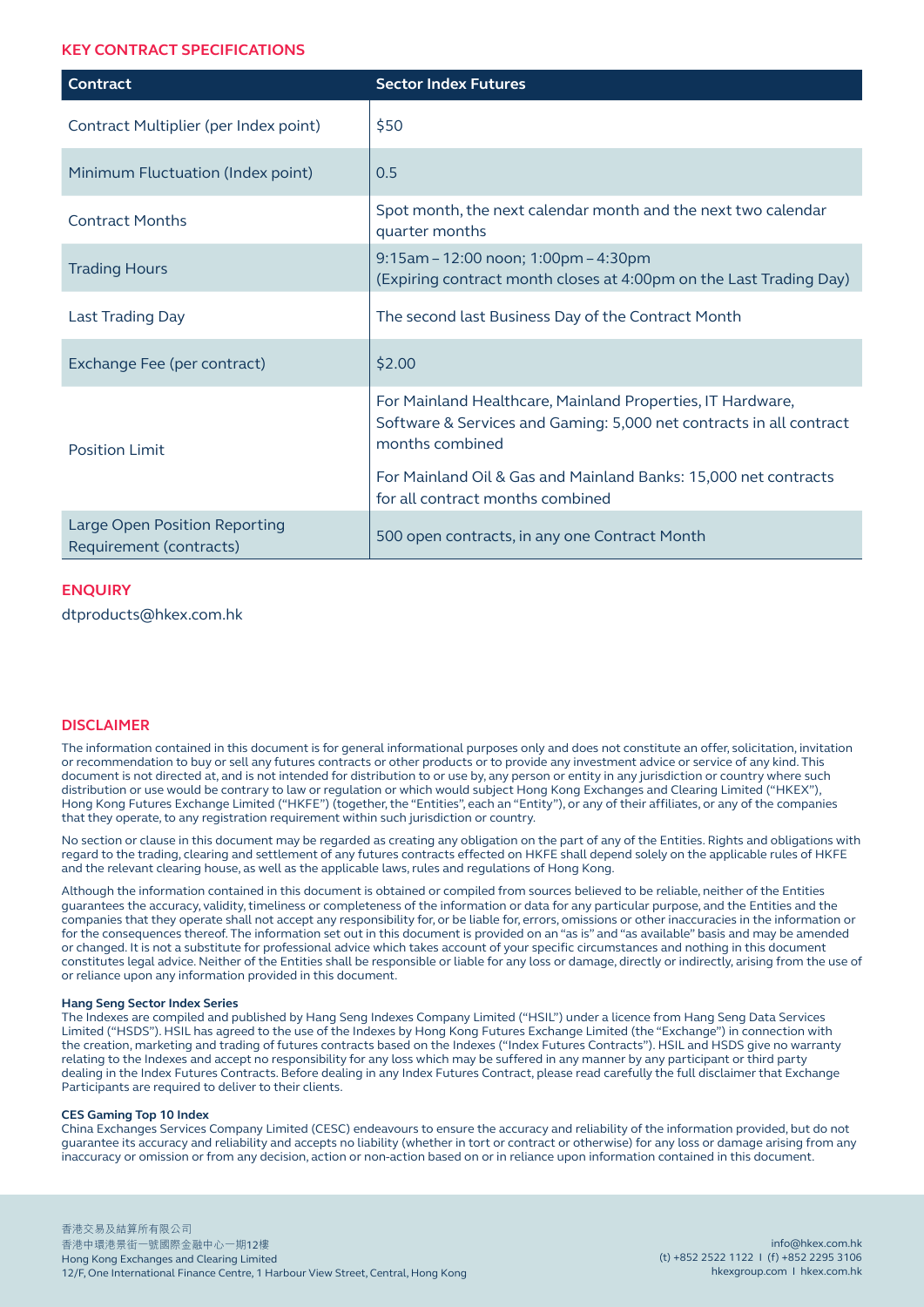## KEY CONTRACT SPECIFICATIONS

| Contract | Sector Index Futures |
|---|---|
| Contract Multiplier (per Index point) | $50 |
| Minimum Fluctuation (Index point) | 0.5 |
| Contract Months | Spot month, the next calendar month and the next two calendar quarter months |
| Trading Hours | 9:15am – 12:00 noon; 1:00pm – 4:30pm (Expiring contract month closes at 4:00pm on the Last Trading Day) |
| Last Trading Day | The second last Business Day of the Contract Month |
| Exchange Fee (per contract) | $2.00 |
| Position Limit | For Mainland Healthcare, Mainland Properties, IT Hardware, Software & Services and Gaming: 5,000 net contracts in all contract months combined<br><br>For Mainland Oil & Gas and Mainland Banks: 15,000 net contracts for all contract months combined |
| Large Open Position Reporting Requirement (contracts) | 500 open contracts, in any one Contract Month |

## ENQUIRY

dtproducts@hkex.com.hk

## DISCLAIMER

The information contained in this document is for general informational purposes only and does not constitute an offer, solicitation, invitation or recommendation to buy or sell any futures contracts or other products or to provide any investment advice or service of any kind. This document is not directed at, and is not intended for distribution to or use by, any person or entity in any jurisdiction or country where such distribution or use would be contrary to law or regulation or which would subject Hong Kong Exchanges and Clearing Limited ("HKEX"), Hong Kong Futures Exchange Limited ("HKFE") (together, the "Entities", each an "Entity"), or any of their affiliates, or any of the companies that they operate, to any registration requirement within such jurisdiction or country.

No section or clause in this document may be regarded as creating any obligation on the part of any of the Entities. Rights and obligations with regard to the trading, clearing and settlement of any futures contracts effected on HKFE shall depend solely on the applicable rules of HKFE and the relevant clearing house, as well as the applicable laws, rules and regulations of Hong Kong.

Although the information contained in this document is obtained or compiled from sources believed to be reliable, neither of the Entities guarantees the accuracy, validity, timeliness or completeness of the information or data for any particular purpose, and the Entities and the companies that they operate shall not accept any responsibility for, or be liable for, errors, omissions or other inaccuracies in the information or for the consequences thereof. The information set out in this document is provided on an "as is" and "as available" basis and may be amended or changed. It is not a substitute for professional advice which takes account of your specific circumstances and nothing in this document constitutes legal advice. Neither of the Entities shall be responsible or liable for any loss or damage, directly or indirectly, arising from the use of or reliance upon any information provided in this document.

**Hang Seng Sector Index Series**

The Indexes are compiled and published by Hang Seng Indexes Company Limited ("HSIL") under a licence from Hang Seng Data Services Limited ("HSDS"). HSIL has agreed to the use of the Indexes by Hong Kong Futures Exchange Limited (the "Exchange") in connection with the creation, marketing and trading of futures contracts based on the Indexes ("Index Futures Contracts"). HSIL and HSDS give no warranty relating to the Indexes and accept no responsibility for any loss which may be suffered in any manner by any participant or third party dealing in the Index Futures Contracts. Before dealing in any Index Futures Contract, please read carefully the full disclaimer that Exchange Participants are required to deliver to their clients.

**CES Gaming Top 10 Index**

China Exchanges Services Company Limited (CESC) endeavours to ensure the accuracy and reliability of the information provided, but do not guarantee its accuracy and reliability and accepts no liability (whether in tort or contract or otherwise) for any loss or damage arising from any inaccuracy or omission or from any decision, action or non-action based on or in reliance upon information contained in this document.

香港交易及結算所有限公司
香港中環港景街一號國際金融中心一期12樓
Hong Kong Exchanges and Clearing Limited
12/F, One International Finance Centre, 1 Harbour View Street, Central, Hong Kong

info@hkex.com.hk
(t) +852 2522 1122 I (f) +852 2295 3106
hkexgroup.com I hkex.com.hk